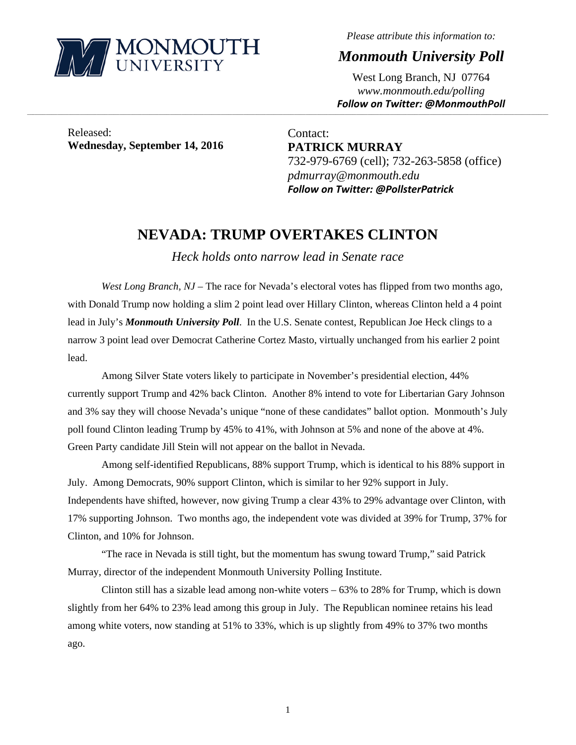MONMOUTH UNIVERSITY

*Please attribute this information to:*

***Monmouth University Poll***

West Long Branch, NJ 07764
*www.monmouth.edu/polling*
***Follow on Twitter: @MonmouthPoll***

Released:
**Wednesday, September 14, 2016**

Contact:
**PATRICK MURRAY**
732-979-6769 (cell); 732-263-5858 (office)
*pdmurray@monmouth.edu*
***Follow on Twitter: @PollsterPatrick***

# NEVADA: TRUMP OVERTAKES CLINTON

*Heck holds onto narrow lead in Senate race*

*West Long Branch, NJ* – The race for Nevada's electoral votes has flipped from two months ago, with Donald Trump now holding a slim 2 point lead over Hillary Clinton, whereas Clinton held a 4 point lead in July's ***Monmouth University Poll***. In the U.S. Senate contest, Republican Joe Heck clings to a narrow 3 point lead over Democrat Catherine Cortez Masto, virtually unchanged from his earlier 2 point lead.

Among Silver State voters likely to participate in November's presidential election, 44% currently support Trump and 42% back Clinton. Another 8% intend to vote for Libertarian Gary Johnson and 3% say they will choose Nevada's unique "none of these candidates" ballot option. Monmouth's July poll found Clinton leading Trump by 45% to 41%, with Johnson at 5% and none of the above at 4%. Green Party candidate Jill Stein will not appear on the ballot in Nevada.

Among self-identified Republicans, 88% support Trump, which is identical to his 88% support in July. Among Democrats, 90% support Clinton, which is similar to her 92% support in July. Independents have shifted, however, now giving Trump a clear 43% to 29% advantage over Clinton, with 17% supporting Johnson. Two months ago, the independent vote was divided at 39% for Trump, 37% for Clinton, and 10% for Johnson.

"The race in Nevada is still tight, but the momentum has swung toward Trump," said Patrick Murray, director of the independent Monmouth University Polling Institute.

Clinton still has a sizable lead among non-white voters – 63% to 28% for Trump, which is down slightly from her 64% to 23% lead among this group in July. The Republican nominee retains his lead among white voters, now standing at 51% to 33%, which is up slightly from 49% to 37% two months ago.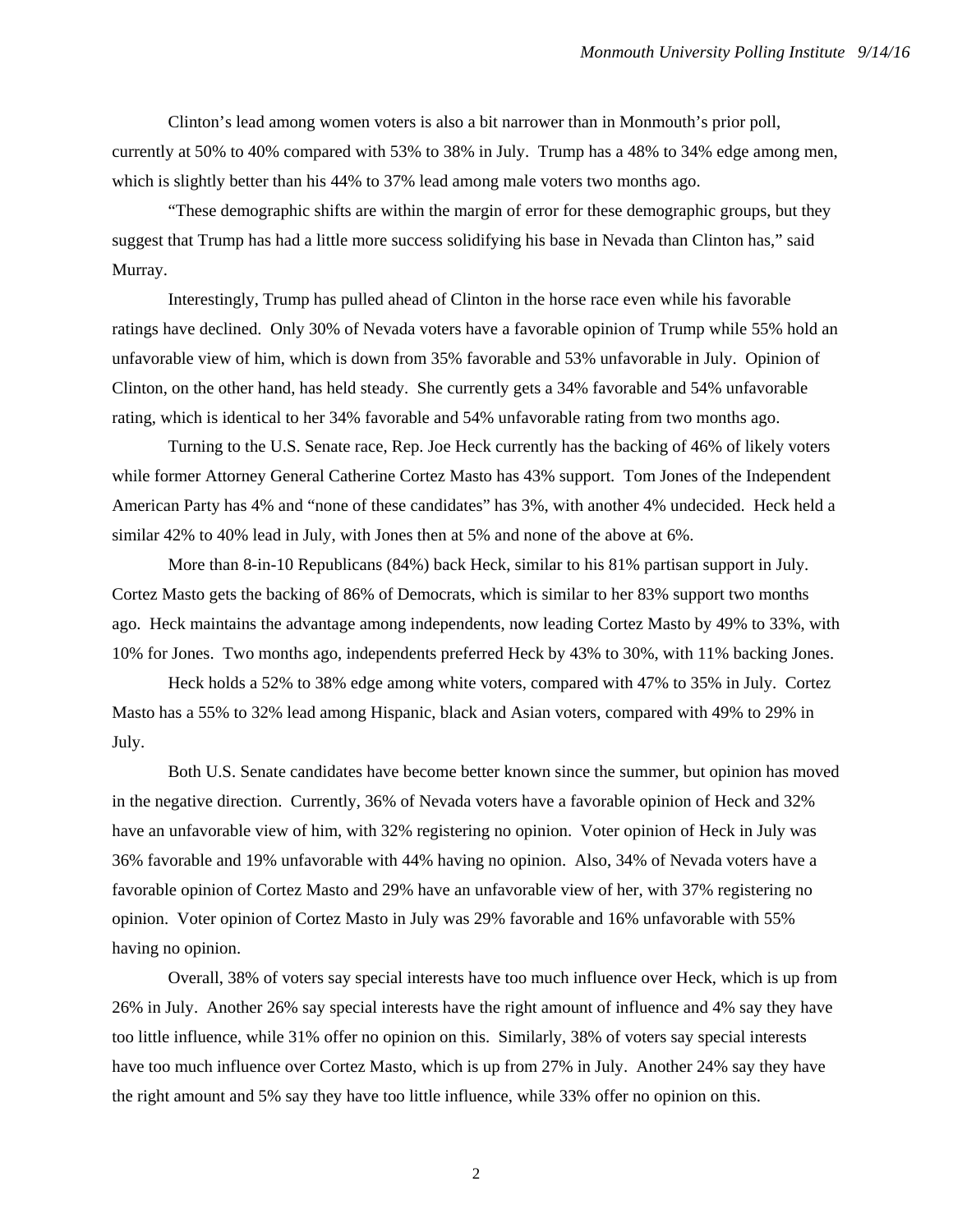Clinton's lead among women voters is also a bit narrower than in Monmouth's prior poll, currently at 50% to 40% compared with 53% to 38% in July. Trump has a 48% to 34% edge among men, which is slightly better than his 44% to 37% lead among male voters two months ago.

"These demographic shifts are within the margin of error for these demographic groups, but they suggest that Trump has had a little more success solidifying his base in Nevada than Clinton has," said Murray.

Interestingly, Trump has pulled ahead of Clinton in the horse race even while his favorable ratings have declined. Only 30% of Nevada voters have a favorable opinion of Trump while 55% hold an unfavorable view of him, which is down from 35% favorable and 53% unfavorable in July. Opinion of Clinton, on the other hand, has held steady. She currently gets a 34% favorable and 54% unfavorable rating, which is identical to her 34% favorable and 54% unfavorable rating from two months ago.

Turning to the U.S. Senate race, Rep. Joe Heck currently has the backing of 46% of likely voters while former Attorney General Catherine Cortez Masto has 43% support. Tom Jones of the Independent American Party has 4% and "none of these candidates" has 3%, with another 4% undecided. Heck held a similar 42% to 40% lead in July, with Jones then at 5% and none of the above at 6%.

More than 8-in-10 Republicans (84%) back Heck, similar to his 81% partisan support in July. Cortez Masto gets the backing of 86% of Democrats, which is similar to her 83% support two months ago. Heck maintains the advantage among independents, now leading Cortez Masto by 49% to 33%, with 10% for Jones. Two months ago, independents preferred Heck by 43% to 30%, with 11% backing Jones.

Heck holds a 52% to 38% edge among white voters, compared with 47% to 35% in July. Cortez Masto has a 55% to 32% lead among Hispanic, black and Asian voters, compared with 49% to 29% in July.

Both U.S. Senate candidates have become better known since the summer, but opinion has moved in the negative direction. Currently, 36% of Nevada voters have a favorable opinion of Heck and 32% have an unfavorable view of him, with 32% registering no opinion. Voter opinion of Heck in July was 36% favorable and 19% unfavorable with 44% having no opinion. Also, 34% of Nevada voters have a favorable opinion of Cortez Masto and 29% have an unfavorable view of her, with 37% registering no opinion. Voter opinion of Cortez Masto in July was 29% favorable and 16% unfavorable with 55% having no opinion.

Overall, 38% of voters say special interests have too much influence over Heck, which is up from 26% in July. Another 26% say special interests have the right amount of influence and 4% say they have too little influence, while 31% offer no opinion on this. Similarly, 38% of voters say special interests have too much influence over Cortez Masto, which is up from 27% in July. Another 24% say they have the right amount and 5% say they have too little influence, while 33% offer no opinion on this.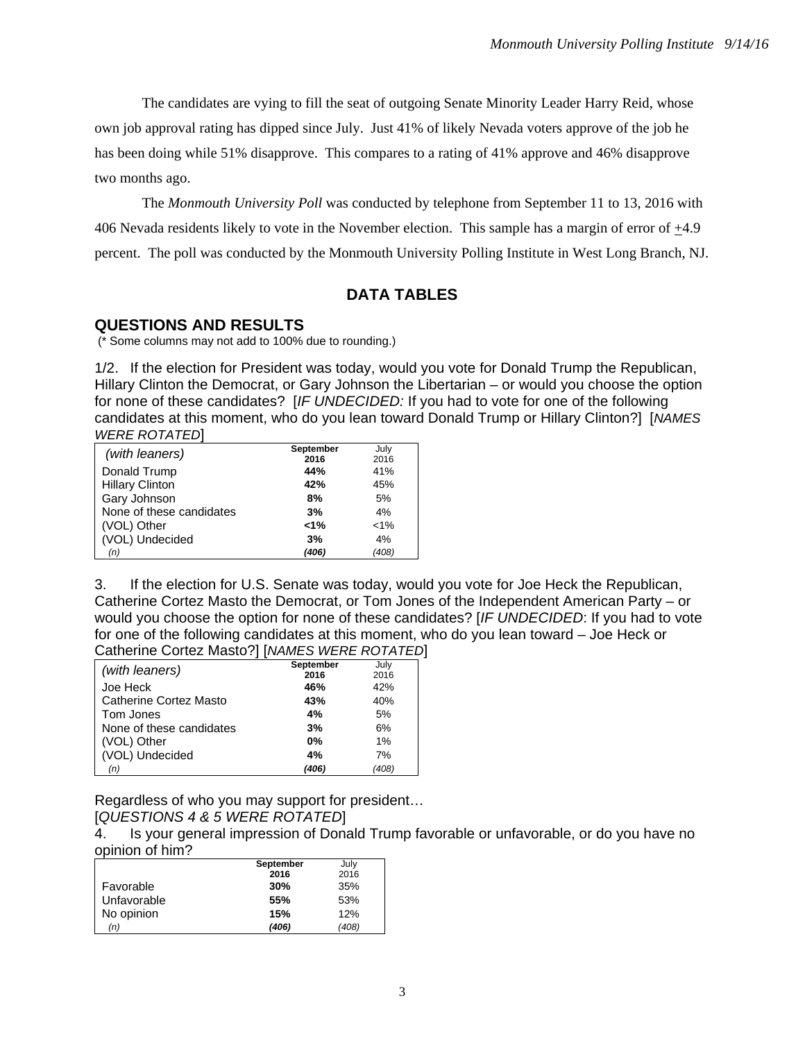The candidates are vying to fill the seat of outgoing Senate Minority Leader Harry Reid, whose own job approval rating has dipped since July. Just 41% of likely Nevada voters approve of the job he has been doing while 51% disapprove. This compares to a rating of 41% approve and 46% disapprove two months ago.

The *Monmouth University Poll* was conducted by telephone from September 11 to 13, 2016 with 406 Nevada residents likely to vote in the November election. This sample has a margin of error of ±4.9 percent. The poll was conducted by the Monmouth University Polling Institute in West Long Branch, NJ.

## DATA TABLES

### QUESTIONS AND RESULTS

(* Some columns may not add to 100% due to rounding.)

1/2. If the election for President was today, would you vote for Donald Trump the Republican, Hillary Clinton the Democrat, or Gary Johnson the Libertarian – or would you choose the option for none of these candidates? [*IF UNDECIDED:* If you had to vote for one of the following candidates at this moment, who do you lean toward Donald Trump or Hillary Clinton?] [*NAMES WERE ROTATED*]

| *(with leaners)* | **September 2016** | July 2016 |
|---|---|---|
| Donald Trump | **44%** | 41% |
| Hillary Clinton | **42%** | 45% |
| Gary Johnson | **8%** | 5% |
| None of these candidates | **3%** | 4% |
| (VOL) Other | **<1%** | <1% |
| (VOL) Undecided | **3%** | 4% |
| *(n)* | ***(406)*** | *(408)* |

3. If the election for U.S. Senate was today, would you vote for Joe Heck the Republican, Catherine Cortez Masto the Democrat, or Tom Jones of the Independent American Party – or would you choose the option for none of these candidates? [*IF UNDECIDED*: If you had to vote for one of the following candidates at this moment, who do you lean toward – Joe Heck or Catherine Cortez Masto?] [*NAMES WERE ROTATED*]

| *(with leaners)* | **September 2016** | July 2016 |
|---|---|---|
| Joe Heck | **46%** | 42% |
| Catherine Cortez Masto | **43%** | 40% |
| Tom Jones | **4%** | 5% |
| None of these candidates | **3%** | 6% |
| (VOL) Other | **0%** | 1% |
| (VOL) Undecided | **4%** | 7% |
| *(n)* | ***(406)*** | *(408)* |

Regardless of who you may support for president…

[*QUESTIONS 4 & 5 WERE ROTATED*]

4. Is your general impression of Donald Trump favorable or unfavorable, or do you have no opinion of him?

| | **September 2016** | July 2016 |
|---|---|---|
| Favorable | **30%** | 35% |
| Unfavorable | **55%** | 53% |
| No opinion | **15%** | 12% |
| *(n)* | ***(406)*** | *(408)* |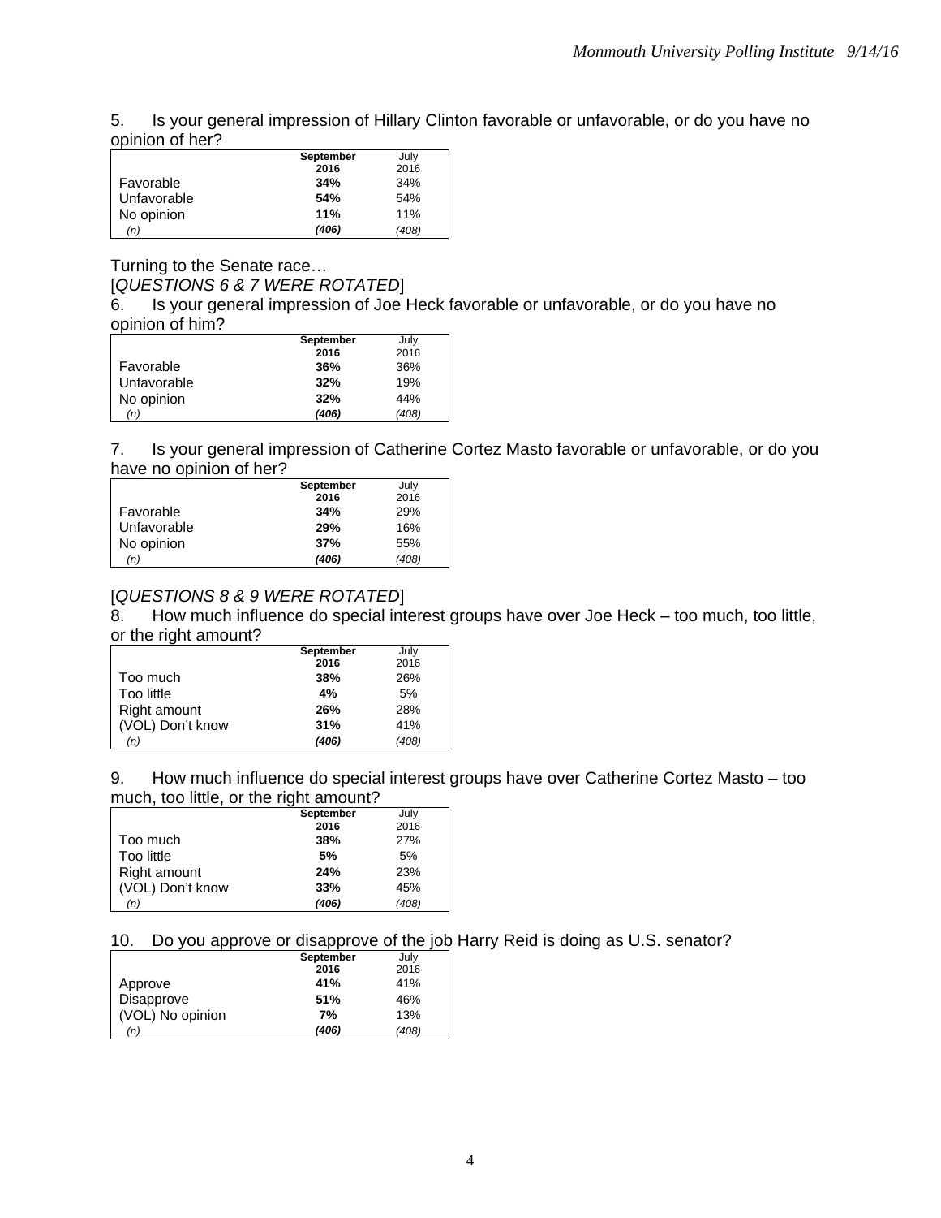5. Is your general impression of Hillary Clinton favorable or unfavorable, or do you have no opinion of her?

| | **September 2016** | July 2016 |
|---|---|---|
| Favorable | **34%** | 34% |
| Unfavorable | **54%** | 54% |
| No opinion | **11%** | 11% |
| *(n)* | ***(406)*** | *(408)* |

Turning to the Senate race…

[*QUESTIONS 6 & 7 WERE ROTATED*]

6. Is your general impression of Joe Heck favorable or unfavorable, or do you have no opinion of him?

| | **September 2016** | July 2016 |
|---|---|---|
| Favorable | **36%** | 36% |
| Unfavorable | **32%** | 19% |
| No opinion | **32%** | 44% |
| *(n)* | ***(406)*** | *(408)* |

7. Is your general impression of Catherine Cortez Masto favorable or unfavorable, or do you have no opinion of her?

| | **September 2016** | July 2016 |
|---|---|---|
| Favorable | **34%** | 29% |
| Unfavorable | **29%** | 16% |
| No opinion | **37%** | 55% |
| *(n)* | ***(406)*** | *(408)* |

[*QUESTIONS 8 & 9 WERE ROTATED*]

8. How much influence do special interest groups have over Joe Heck – too much, too little, or the right amount?

| | **September 2016** | July 2016 |
|---|---|---|
| Too much | **38%** | 26% |
| Too little | **4%** | 5% |
| Right amount | **26%** | 28% |
| (VOL) Don't know | **31%** | 41% |
| *(n)* | ***(406)*** | *(408)* |

9. How much influence do special interest groups have over Catherine Cortez Masto – too much, too little, or the right amount?

| | **September 2016** | July 2016 |
|---|---|---|
| Too much | **38%** | 27% |
| Too little | **5%** | 5% |
| Right amount | **24%** | 23% |
| (VOL) Don't know | **33%** | 45% |
| *(n)* | ***(406)*** | *(408)* |

10. Do you approve or disapprove of the job Harry Reid is doing as U.S. senator?

| | **September 2016** | July 2016 |
|---|---|---|
| Approve | **41%** | 41% |
| Disapprove | **51%** | 46% |
| (VOL) No opinion | **7%** | 13% |
| *(n)* | ***(406)*** | *(408)* |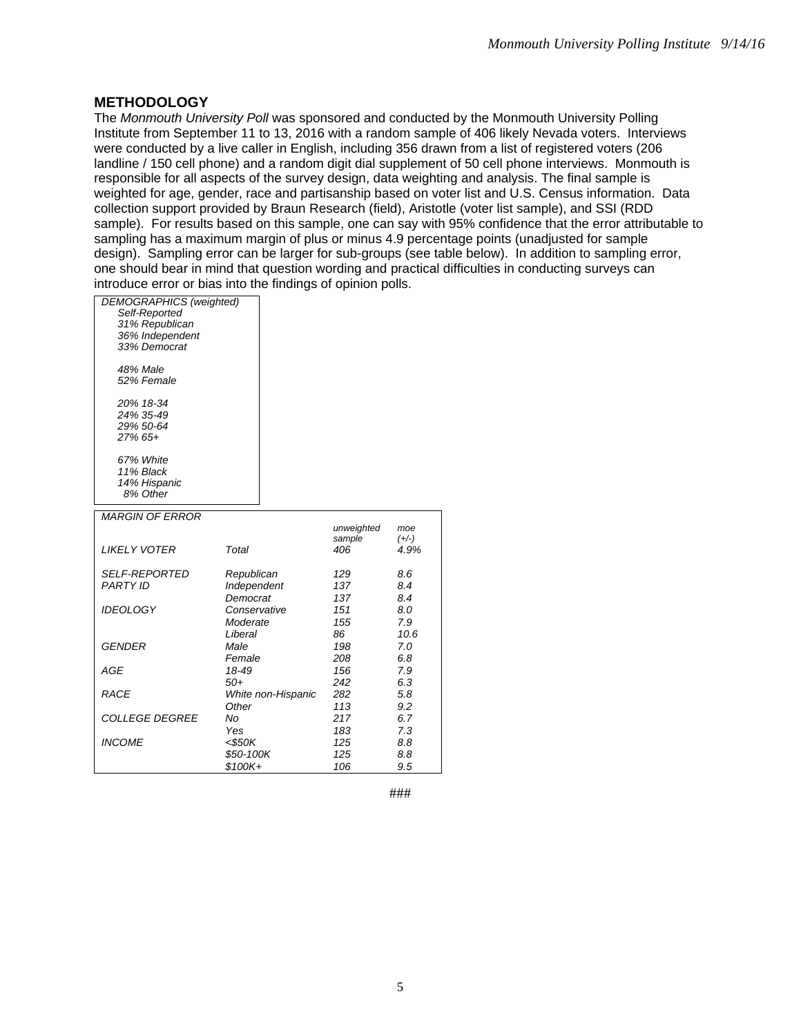## METHODOLOGY

The *Monmouth University Poll* was sponsored and conducted by the Monmouth University Polling Institute from September 11 to 13, 2016 with a random sample of 406 likely Nevada voters. Interviews were conducted by a live caller in English, including 356 drawn from a list of registered voters (206 landline / 150 cell phone) and a random digit dial supplement of 50 cell phone interviews. Monmouth is responsible for all aspects of the survey design, data weighting and analysis. The final sample is weighted for age, gender, race and partisanship based on voter list and U.S. Census information. Data collection support provided by Braun Research (field), Aristotle (voter list sample), and SSI (RDD sample). For results based on this sample, one can say with 95% confidence that the error attributable to sampling has a maximum margin of plus or minus 4.9 percentage points (unadjusted for sample design). Sampling error can be larger for sub-groups (see table below). In addition to sampling error, one should bear in mind that question wording and practical difficulties in conducting surveys can introduce error or bias into the findings of opinion polls.

*DEMOGRAPHICS (weighted)*

*Self-Reported*
*31% Republican*
*36% Independent*
*33% Democrat*

*48% Male*
*52% Female*

*20% 18-34*
*24% 35-49*
*29% 50-64*
*27% 65+*

*67% White*
*11% Black*
*14% Hispanic*
*8% Other*

| *MARGIN OF ERROR* | | *unweighted sample* | *moe (+/-)* |
|---|---|---|---|
| *LIKELY VOTER* | *Total* | *406* | *4.9%* |
| *SELF-REPORTED PARTY ID* | *Republican* | *129* | *8.6* |
| | *Independent* | *137* | *8.4* |
| | *Democrat* | *137* | *8.4* |
| *IDEOLOGY* | *Conservative* | *151* | *8.0* |
| | *Moderate* | *155* | *7.9* |
| | *Liberal* | *86* | *10.6* |
| *GENDER* | *Male* | *198* | *7.0* |
| | *Female* | *208* | *6.8* |
| *AGE* | *18-49* | *156* | *7.9* |
| | *50+* | *242* | *6.3* |
| *RACE* | *White non-Hispanic* | *282* | *5.8* |
| | *Other* | *113* | *9.2* |
| *COLLEGE DEGREE* | *No* | *217* | *6.7* |
| | *Yes* | *183* | *7.3* |
| *INCOME* | *<$50K* | *125* | *8.8* |
| | *$50-100K* | *125* | *8.8* |
| | *$100K+* | *106* | *9.5* |

###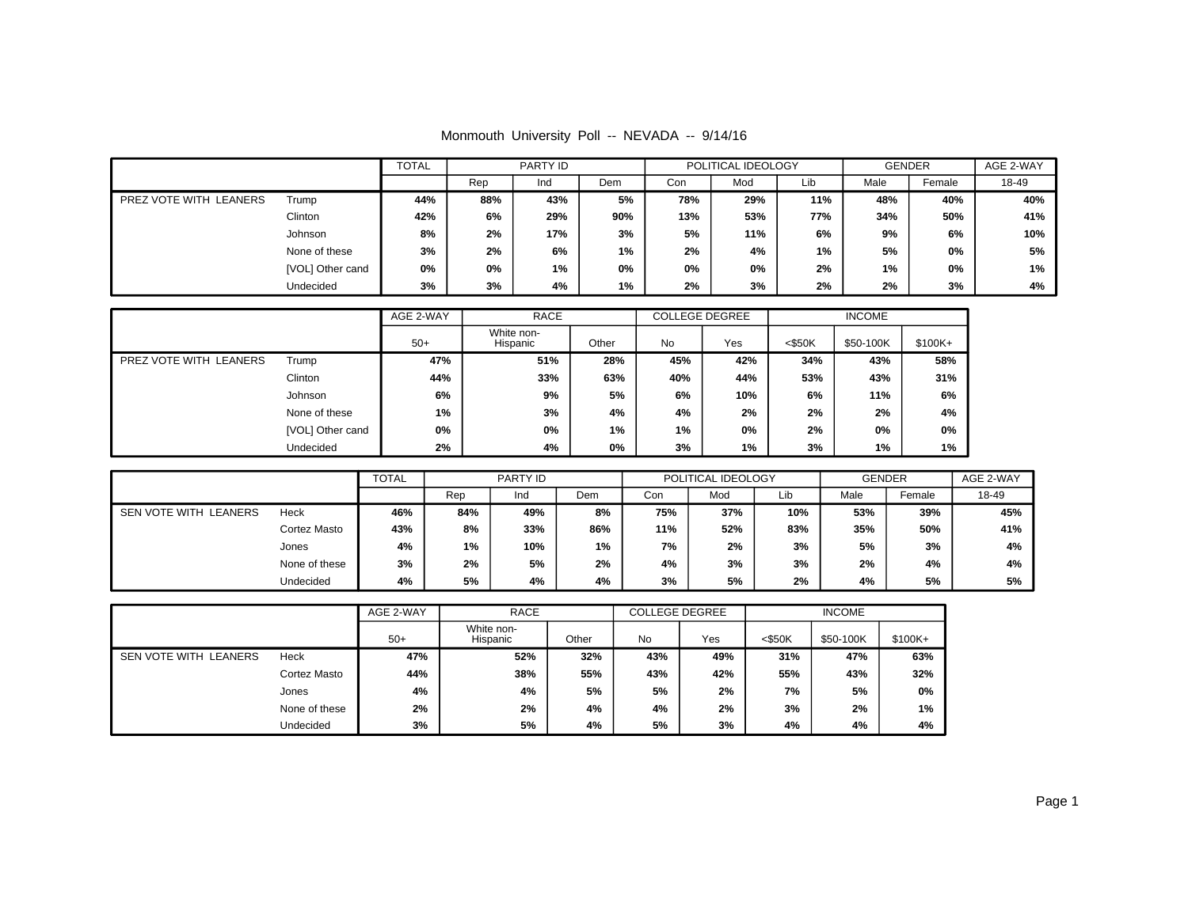Monmouth University Poll -- NEVADA -- 9/14/16

| | | TOTAL | PARTY ID | | | POLITICAL IDEOLOGY | | | GENDER | | AGE 2-WAY |
|---|---|---|---|---|---|---|---|---|---|---|---|
| | | | Rep | Ind | Dem | Con | Mod | Lib | Male | Female | 18-49 |
| PREZ VOTE WITH LEANERS | Trump | **44%** | **88%** | **43%** | **5%** | **78%** | **29%** | **11%** | **48%** | **40%** | **40%** |
| | Clinton | **42%** | **6%** | **29%** | **90%** | **13%** | **53%** | **77%** | **34%** | **50%** | **41%** |
| | Johnson | **8%** | **2%** | **17%** | **3%** | **5%** | **11%** | **6%** | **9%** | **6%** | **10%** |
| | None of these | **3%** | **2%** | **6%** | **1%** | **2%** | **4%** | **1%** | **5%** | **0%** | **5%** |
| | [VOL] Other cand | **0%** | **0%** | **1%** | **0%** | **0%** | **0%** | **2%** | **1%** | **0%** | **1%** |
| | Undecided | **3%** | **3%** | **4%** | **1%** | **2%** | **3%** | **2%** | **2%** | **3%** | **4%** |

| | | AGE 2-WAY | RACE | | COLLEGE DEGREE | | INCOME | | |
|---|---|---|---|---|---|---|---|---|---|
| | | 50+ | White non-Hispanic | Other | No | Yes | <$50K | $50-100K | $100K+ |
| PREZ VOTE WITH LEANERS | Trump | **47%** | **51%** | **28%** | **45%** | **42%** | **34%** | **43%** | **58%** |
| | Clinton | **44%** | **33%** | **63%** | **40%** | **44%** | **53%** | **43%** | **31%** |
| | Johnson | **6%** | **9%** | **5%** | **6%** | **10%** | **6%** | **11%** | **6%** |
| | None of these | **1%** | **3%** | **4%** | **4%** | **2%** | **2%** | **2%** | **4%** |
| | [VOL] Other cand | **0%** | **0%** | **1%** | **1%** | **0%** | **2%** | **0%** | **0%** |
| | Undecided | **2%** | **4%** | **0%** | **3%** | **1%** | **3%** | **1%** | **1%** |

| | | TOTAL | PARTY ID | | | POLITICAL IDEOLOGY | | | GENDER | | AGE 2-WAY |
|---|---|---|---|---|---|---|---|---|---|---|---|
| | | | Rep | Ind | Dem | Con | Mod | Lib | Male | Female | 18-49 |
| SEN VOTE WITH LEANERS | Heck | **46%** | **84%** | **49%** | **8%** | **75%** | **37%** | **10%** | **53%** | **39%** | **45%** |
| | Cortez Masto | **43%** | **8%** | **33%** | **86%** | **11%** | **52%** | **83%** | **35%** | **50%** | **41%** |
| | Jones | **4%** | **1%** | **10%** | **1%** | **7%** | **2%** | **3%** | **5%** | **3%** | **4%** |
| | None of these | **3%** | **2%** | **5%** | **2%** | **4%** | **3%** | **3%** | **2%** | **4%** | **4%** |
| | Undecided | **4%** | **5%** | **4%** | **4%** | **3%** | **5%** | **2%** | **4%** | **5%** | **5%** |

| | | AGE 2-WAY | RACE | | COLLEGE DEGREE | | INCOME | | |
|---|---|---|---|---|---|---|---|---|---|
| | | 50+ | White non-Hispanic | Other | No | Yes | <$50K | $50-100K | $100K+ |
| SEN VOTE WITH LEANERS | Heck | **47%** | **52%** | **32%** | **43%** | **49%** | **31%** | **47%** | **63%** |
| | Cortez Masto | **44%** | **38%** | **55%** | **43%** | **42%** | **55%** | **43%** | **32%** |
| | Jones | **4%** | **4%** | **5%** | **5%** | **2%** | **7%** | **5%** | **0%** |
| | None of these | **2%** | **2%** | **4%** | **4%** | **2%** | **3%** | **2%** | **1%** |
| | Undecided | **3%** | **5%** | **4%** | **5%** | **3%** | **4%** | **4%** | **4%** |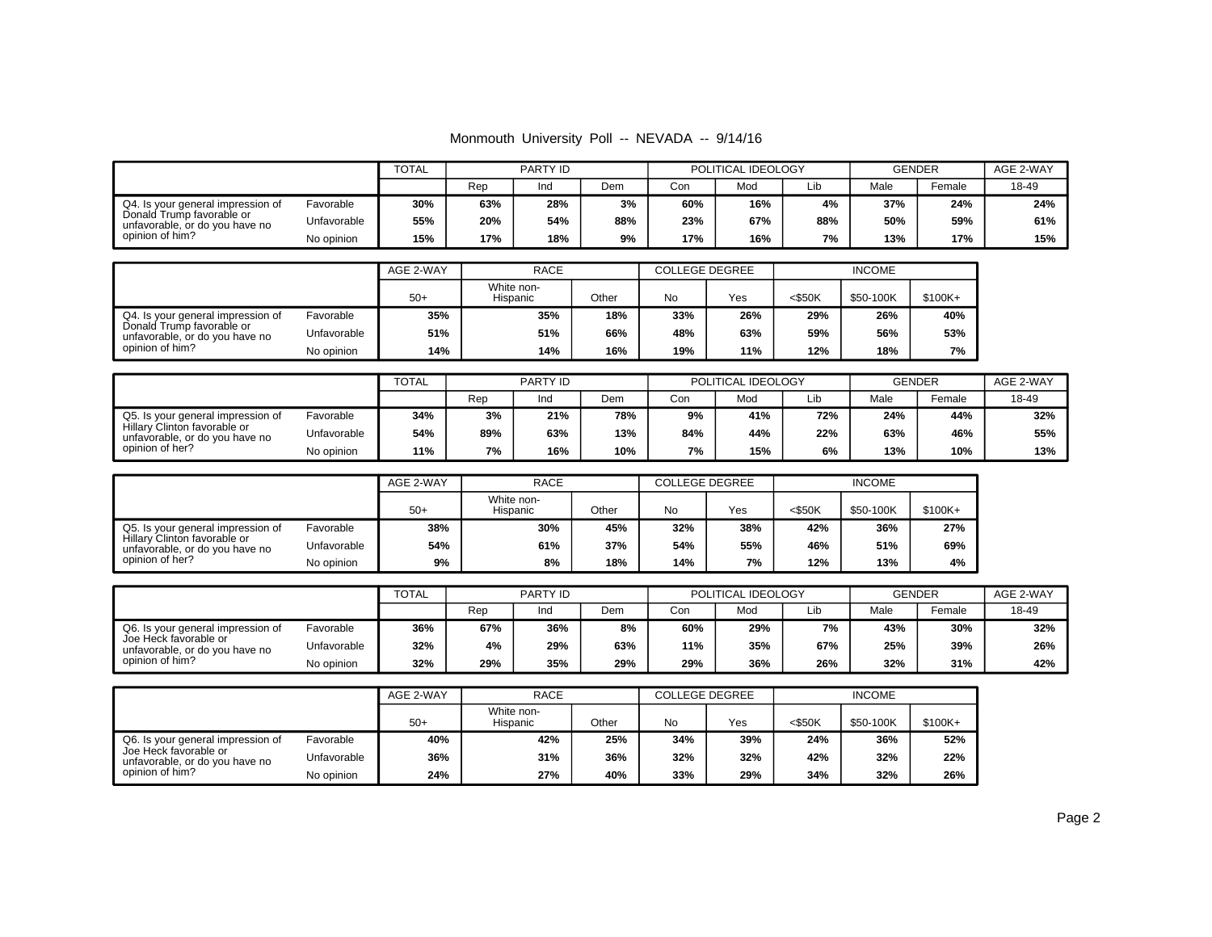Monmouth University Poll -- NEVADA -- 9/14/16

| | | TOTAL | PARTY ID | | | POLITICAL IDEOLOGY | | | GENDER | | AGE 2-WAY |
|---|---|---|---|---|---|---|---|---|---|---|---|
| | | | Rep | Ind | Dem | Con | Mod | Lib | Male | Female | 18-49 |
| Q4. Is your general impression of Donald Trump favorable or unfavorable, or do you have no opinion of him? | Favorable | **30%** | **63%** | **28%** | **3%** | **60%** | **16%** | **4%** | **37%** | **24%** | **24%** |
| | Unfavorable | **55%** | **20%** | **54%** | **88%** | **23%** | **67%** | **88%** | **50%** | **59%** | **61%** |
| | No opinion | **15%** | **17%** | **18%** | **9%** | **17%** | **16%** | **7%** | **13%** | **17%** | **15%** |

| | | AGE 2-WAY | RACE | | COLLEGE DEGREE | | INCOME | | |
|---|---|---|---|---|---|---|---|---|---|
| | | 50+ | White non-Hispanic | Other | No | Yes | <$50K | $50-100K | $100K+ |
| Q4. Is your general impression of Donald Trump favorable or unfavorable, or do you have no opinion of him? | Favorable | **35%** | **35%** | **18%** | **33%** | **26%** | **29%** | **26%** | **40%** |
| | Unfavorable | **51%** | **51%** | **66%** | **48%** | **63%** | **59%** | **56%** | **53%** |
| | No opinion | **14%** | **14%** | **16%** | **19%** | **11%** | **12%** | **18%** | **7%** |

| | | TOTAL | PARTY ID | | | POLITICAL IDEOLOGY | | | GENDER | | AGE 2-WAY |
|---|---|---|---|---|---|---|---|---|---|---|---|
| | | | Rep | Ind | Dem | Con | Mod | Lib | Male | Female | 18-49 |
| Q5. Is your general impression of Hillary Clinton favorable or unfavorable, or do you have no opinion of her? | Favorable | **34%** | **3%** | **21%** | **78%** | **9%** | **41%** | **72%** | **24%** | **44%** | **32%** |
| | Unfavorable | **54%** | **89%** | **63%** | **13%** | **84%** | **44%** | **22%** | **63%** | **46%** | **55%** |
| | No opinion | **11%** | **7%** | **16%** | **10%** | **7%** | **15%** | **6%** | **13%** | **10%** | **13%** |

| | | AGE 2-WAY | RACE | | COLLEGE DEGREE | | INCOME | | |
|---|---|---|---|---|---|---|---|---|---|
| | | 50+ | White non-Hispanic | Other | No | Yes | <$50K | $50-100K | $100K+ |
| Q5. Is your general impression of Hillary Clinton favorable or unfavorable, or do you have no opinion of her? | Favorable | **38%** | **30%** | **45%** | **32%** | **38%** | **42%** | **36%** | **27%** |
| | Unfavorable | **54%** | **61%** | **37%** | **54%** | **55%** | **46%** | **51%** | **69%** |
| | No opinion | **9%** | **8%** | **18%** | **14%** | **7%** | **12%** | **13%** | **4%** |

| | | TOTAL | PARTY ID | | | POLITICAL IDEOLOGY | | | GENDER | | AGE 2-WAY |
|---|---|---|---|---|---|---|---|---|---|---|---|
| | | | Rep | Ind | Dem | Con | Mod | Lib | Male | Female | 18-49 |
| Q6. Is your general impression of Joe Heck favorable or unfavorable, or do you have no opinion of him? | Favorable | **36%** | **67%** | **36%** | **8%** | **60%** | **29%** | **7%** | **43%** | **30%** | **32%** |
| | Unfavorable | **32%** | **4%** | **29%** | **63%** | **11%** | **35%** | **67%** | **25%** | **39%** | **26%** |
| | No opinion | **32%** | **29%** | **35%** | **29%** | **29%** | **36%** | **26%** | **32%** | **31%** | **42%** |

| | | AGE 2-WAY | RACE | | COLLEGE DEGREE | | INCOME | | |
|---|---|---|---|---|---|---|---|---|---|
| | | 50+ | White non-Hispanic | Other | No | Yes | <$50K | $50-100K | $100K+ |
| Q6. Is your general impression of Joe Heck favorable or unfavorable, or do you have no opinion of him? | Favorable | **40%** | **42%** | **25%** | **34%** | **39%** | **24%** | **36%** | **52%** |
| | Unfavorable | **36%** | **31%** | **36%** | **32%** | **32%** | **42%** | **32%** | **22%** |
| | No opinion | **24%** | **27%** | **40%** | **33%** | **29%** | **34%** | **32%** | **26%** |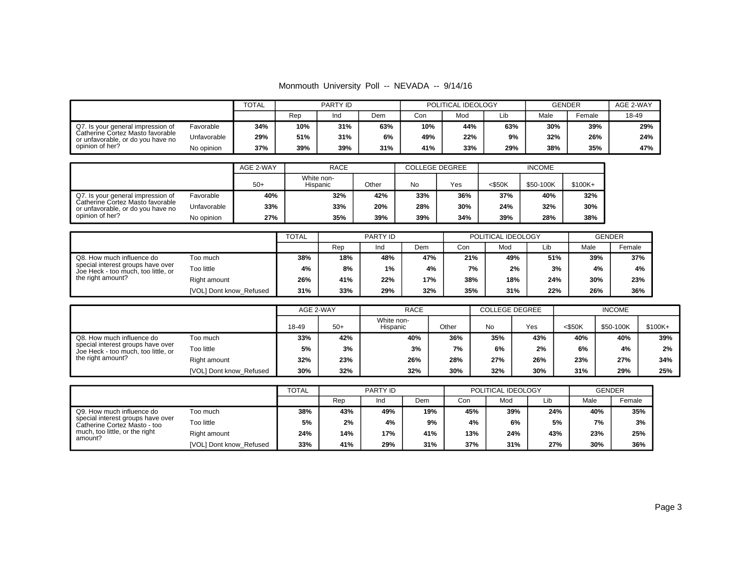Monmouth University Poll -- NEVADA -- 9/14/16

| | | TOTAL | PARTY ID | | | POLITICAL IDEOLOGY | | | GENDER | | AGE 2-WAY |
|---|---|---|---|---|---|---|---|---|---|---|---|
| | | | Rep | Ind | Dem | Con | Mod | Lib | Male | Female | 18-49 |
| Q7. Is your general impression of Catherine Cortez Masto favorable or unfavorable, or do you have no opinion of her? | Favorable | 34% | 10% | 31% | 63% | 10% | 44% | 63% | 30% | 39% | 29% |
| | Unfavorable | 29% | 51% | 31% | 6% | 49% | 22% | 9% | 32% | 26% | 24% |
| | No opinion | 37% | 39% | 39% | 31% | 41% | 33% | 29% | 38% | 35% | 47% |

| | | AGE 2-WAY | RACE | | COLLEGE DEGREE | | INCOME | | |
|---|---|---|---|---|---|---|---|---|---|
| | | 50+ | White non-Hispanic | Other | No | Yes | <$50K | $50-100K | $100K+ |
| Q7. Is your general impression of Catherine Cortez Masto favorable or unfavorable, or do you have no opinion of her? | Favorable | 40% | 32% | 42% | 33% | 36% | 37% | 40% | 32% |
| | Unfavorable | 33% | 33% | 20% | 28% | 30% | 24% | 32% | 30% |
| | No opinion | 27% | 35% | 39% | 39% | 34% | 39% | 28% | 38% |

| | | TOTAL | PARTY ID | | | POLITICAL IDEOLOGY | | | GENDER | |
|---|---|---|---|---|---|---|---|---|---|---|
| | | | Rep | Ind | Dem | Con | Mod | Lib | Male | Female |
| Q8. How much influence do special interest groups have over Joe Heck - too much, too little, or the right amount? | Too much | 38% | 18% | 48% | 47% | 21% | 49% | 51% | 39% | 37% |
| | Too little | 4% | 8% | 1% | 4% | 7% | 2% | 3% | 4% | 4% |
| | Right amount | 26% | 41% | 22% | 17% | 38% | 18% | 24% | 30% | 23% |
| | [VOL] Dont know_Refused | 31% | 33% | 29% | 32% | 35% | 31% | 22% | 26% | 36% |

| | | AGE 2-WAY | | RACE | | COLLEGE DEGREE | | INCOME | | |
|---|---|---|---|---|---|---|---|---|---|---|
| | | 18-49 | 50+ | White non-Hispanic | Other | No | Yes | <$50K | $50-100K | $100K+ |
| Q8. How much influence do special interest groups have over Joe Heck - too much, too little, or the right amount? | Too much | 33% | 42% | 40% | 36% | 35% | 43% | 40% | 40% | 39% |
| | Too little | 5% | 3% | 3% | 7% | 6% | 2% | 6% | 4% | 2% |
| | Right amount | 32% | 23% | 26% | 28% | 27% | 26% | 23% | 27% | 34% |
| | [VOL] Dont know_Refused | 30% | 32% | 32% | 30% | 32% | 30% | 31% | 29% | 25% |

| | | TOTAL | PARTY ID | | | POLITICAL IDEOLOGY | | | GENDER | |
|---|---|---|---|---|---|---|---|---|---|---|
| | | | Rep | Ind | Dem | Con | Mod | Lib | Male | Female |
| Q9. How much influence do special interest groups have over Catherine Cortez Masto - too much, too little, or the right amount? | Too much | 38% | 43% | 49% | 19% | 45% | 39% | 24% | 40% | 35% |
| | Too little | 5% | 2% | 4% | 9% | 4% | 6% | 5% | 7% | 3% |
| | Right amount | 24% | 14% | 17% | 41% | 13% | 24% | 43% | 23% | 25% |
| | [VOL] Dont know_Refused | 33% | 41% | 29% | 31% | 37% | 31% | 27% | 30% | 36% |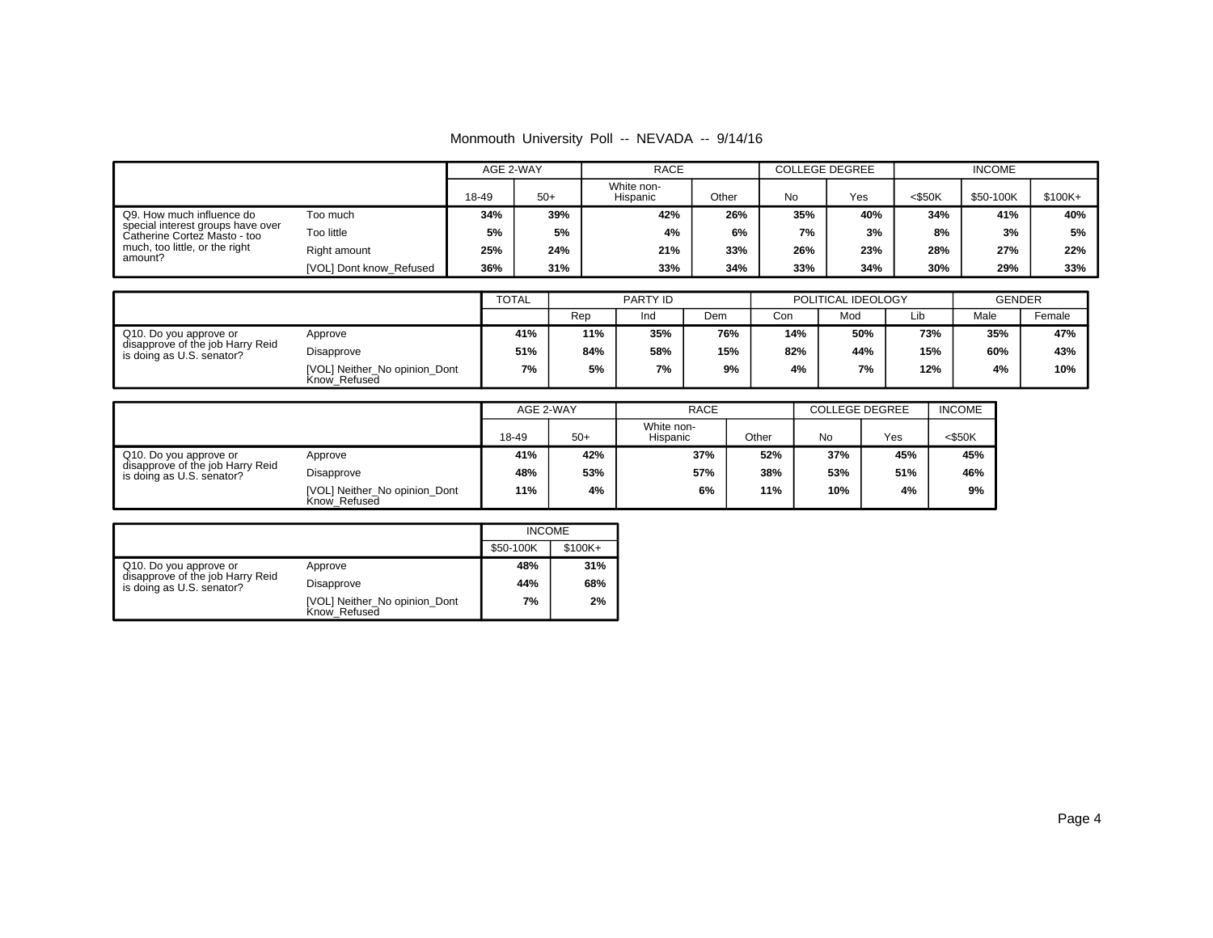Monmouth University Poll -- NEVADA -- 9/14/16

| | | AGE 2-WAY | | RACE | | COLLEGE DEGREE | | INCOME | | |
|---|---|---|---|---|---|---|---|---|---|---|
| | | 18-49 | 50+ | White non-Hispanic | Other | No | Yes | <$50K | $50-100K | $100K+ |
| Q9. How much influence do special interest groups have over Catherine Cortez Masto - too much, too little, or the right amount? | Too much | 34% | 39% | 42% | 26% | 35% | 40% | 34% | 41% | 40% |
| | Too little | 5% | 5% | 4% | 6% | 7% | 3% | 8% | 3% | 5% |
| | Right amount | 25% | 24% | 21% | 33% | 26% | 23% | 28% | 27% | 22% |
| | [VOL] Dont know_Refused | 36% | 31% | 33% | 34% | 33% | 34% | 30% | 29% | 33% |

| | | TOTAL | PARTY ID | | | POLITICAL IDEOLOGY | | | GENDER | |
|---|---|---|---|---|---|---|---|---|---|---|
| | | | Rep | Ind | Dem | Con | Mod | Lib | Male | Female |
| Q10. Do you approve or disapprove of the job Harry Reid is doing as U.S. senator? | Approve | 41% | 11% | 35% | 76% | 14% | 50% | 73% | 35% | 47% |
| | Disapprove | 51% | 84% | 58% | 15% | 82% | 44% | 15% | 60% | 43% |
| | [VOL] Neither_No opinion_Dont Know_Refused | 7% | 5% | 7% | 9% | 4% | 7% | 12% | 4% | 10% |

| | | AGE 2-WAY | | RACE | | COLLEGE DEGREE | | INCOME | | |
|---|---|---|---|---|---|---|---|---|---|---|
| | | 18-49 | 50+ | White non-Hispanic | Other | No | Yes | <$50K | $50-100K | $100K+ |
| Q10. Do you approve or disapprove of the job Harry Reid is doing as U.S. senator? | Approve | 41% | 42% | 37% | 52% | 37% | 45% | 45% | 48% | 31% |
| | Disapprove | 48% | 53% | 57% | 38% | 53% | 51% | 46% | 44% | 68% |
| | [VOL] Neither_No opinion_Dont Know_Refused | 11% | 4% | 6% | 11% | 10% | 4% | 9% | 7% | 2% |